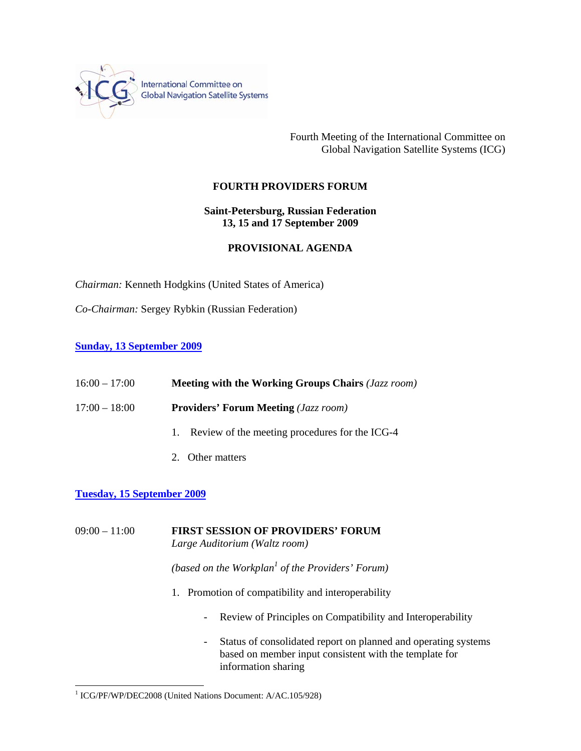International Committee on Global Navigation Satellite Systems

Fourth Meeting of the International Committee on Global Navigation Satellite Systems (ICG)

# FOURTH PROVIDERS FORUM

**Saint-Petersburg, Russian Federation**
**13, 15 and 17 September 2009**

## PROVISIONAL AGENDA

*Chairman:* Kenneth Hodgkins (United States of America)

*Co-Chairman:* Sergey Rybkin (Russian Federation)

### Sunday, 13 September 2009

16:00 – 17:00 **Meeting with the Working Groups Chairs** *(Jazz room)*

17:00 – 18:00 **Providers' Forum Meeting** *(Jazz room)*

1. Review of the meeting procedures for the ICG-4
2. Other matters

### Tuesday, 15 September 2009

09:00 – 11:00 **FIRST SESSION OF PROVIDERS' FORUM**
*Large Auditorium (Waltz room)*

*(based on the Workplan[1] of the Providers' Forum)*

1. Promotion of compatibility and interoperability
   - Review of Principles on Compatibility and Interoperability
   - Status of consolidated report on planned and operating systems based on member input consistent with the template for information sharing

[1] ICG/PF/WP/DEC2008 (United Nations Document: A/AC.105/928)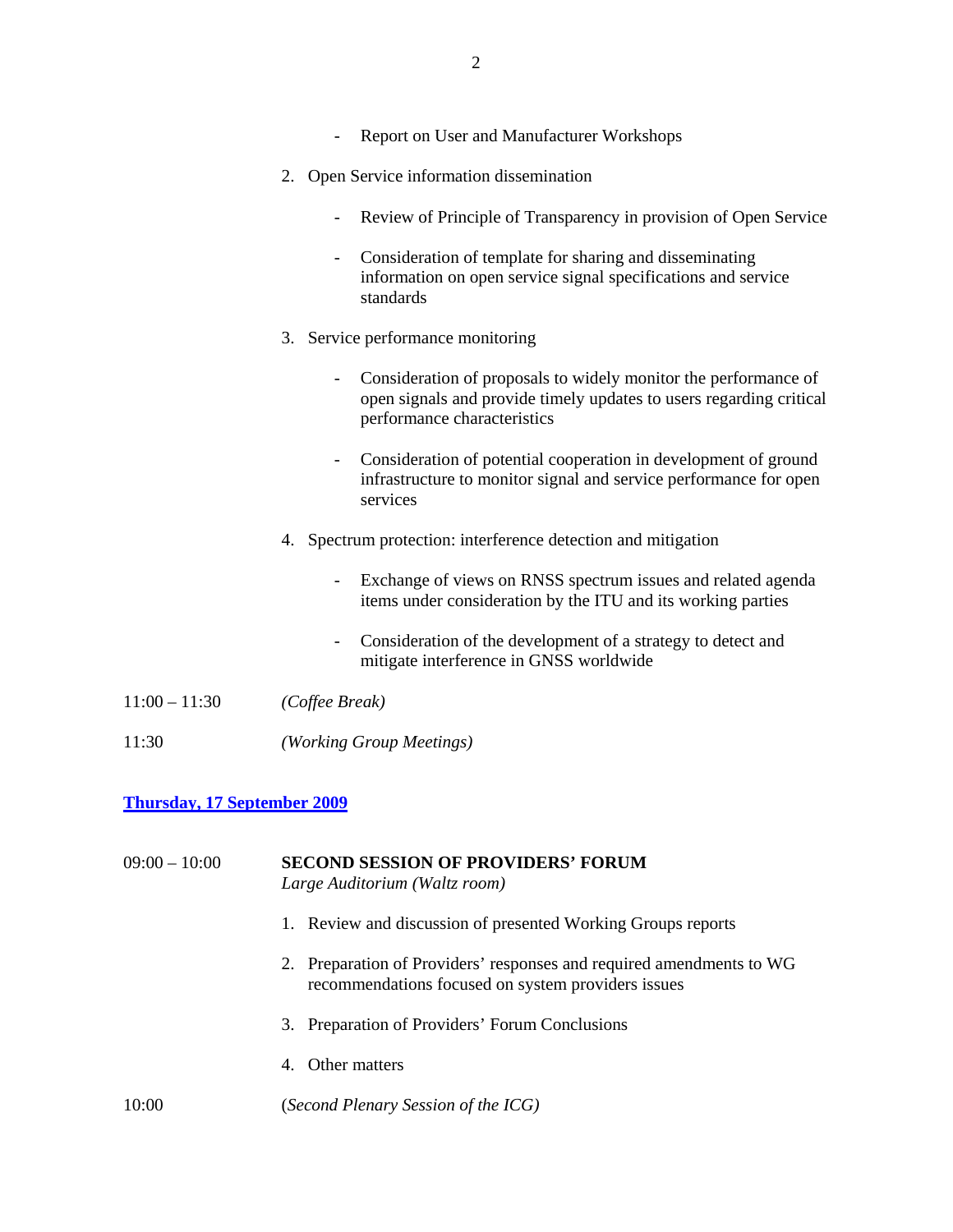- Report on User and Manufacturer Workshops

2. Open Service information dissemination

   - Review of Principle of Transparency in provision of Open Service

   - Consideration of template for sharing and disseminating information on open service signal specifications and service standards

3. Service performance monitoring

   - Consideration of proposals to widely monitor the performance of open signals and provide timely updates to users regarding critical performance characteristics

   - Consideration of potential cooperation in development of ground infrastructure to monitor signal and service performance for open services

4. Spectrum protection: interference detection and mitigation

   - Exchange of views on RNSS spectrum issues and related agenda items under consideration by the ITU and its working parties

   - Consideration of the development of a strategy to detect and mitigate interference in GNSS worldwide

11:00 – 11:30 *(Coffee Break)*

11:30 *(Working Group Meetings)*

**Thursday, 17 September 2009**

09:00 – 10:00 **SECOND SESSION OF PROVIDERS' FORUM**
*Large Auditorium (Waltz room)*

1. Review and discussion of presented Working Groups reports

2. Preparation of Providers' responses and required amendments to WG recommendations focused on system providers issues

3. Preparation of Providers' Forum Conclusions

4. Other matters

10:00 (*Second Plenary Session of the ICG)*